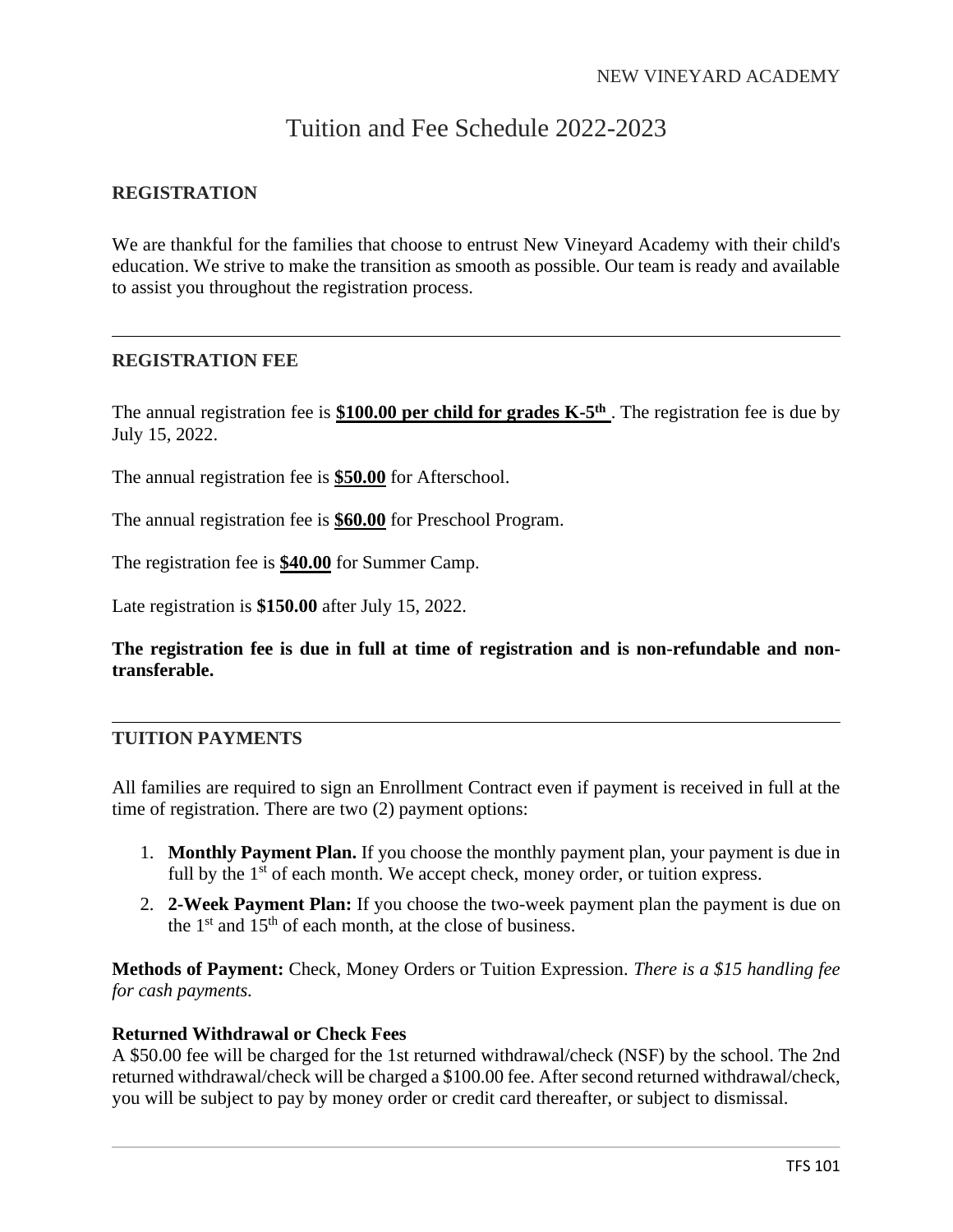NEW VINEYARD ACADEMY

# Tuition and Fee Schedule 2022-2023

## REGISTRATION

We are thankful for the families that choose to entrust New Vineyard Academy with their child's education. We strive to make the transition as smooth as possible. Our team is ready and available to assist you throughout the registration process.

---

## REGISTRATION FEE

The annual registration fee is **$100.00 per child for grades K-5th** . The registration fee is due by July 15, 2022.

The annual registration fee is **$50.00** for Afterschool.

The annual registration fee is **$60.00** for Preschool Program.

The registration fee is **$40.00** for Summer Camp.

Late registration is **$150.00** after July 15, 2022.

**The registration fee is due in full at time of registration and is non-refundable and non-transferable.**

---

## TUITION PAYMENTS

All families are required to sign an Enrollment Contract even if payment is received in full at the time of registration. There are two (2) payment options:

1. **Monthly Payment Plan.** If you choose the monthly payment plan, your payment is due in full by the 1st of each month. We accept check, money order, or tuition express.
2. **2-Week Payment Plan:** If you choose the two-week payment plan the payment is due on the 1st and 15th of each month, at the close of business.

**Methods of Payment:** Check, Money Orders or Tuition Expression. *There is a $15 handling fee for cash payments.*

**Returned Withdrawal or Check Fees**
A $50.00 fee will be charged for the 1st returned withdrawal/check (NSF) by the school. The 2nd returned withdrawal/check will be charged a $100.00 fee. After second returned withdrawal/check, you will be subject to pay by money order or credit card thereafter, or subject to dismissal.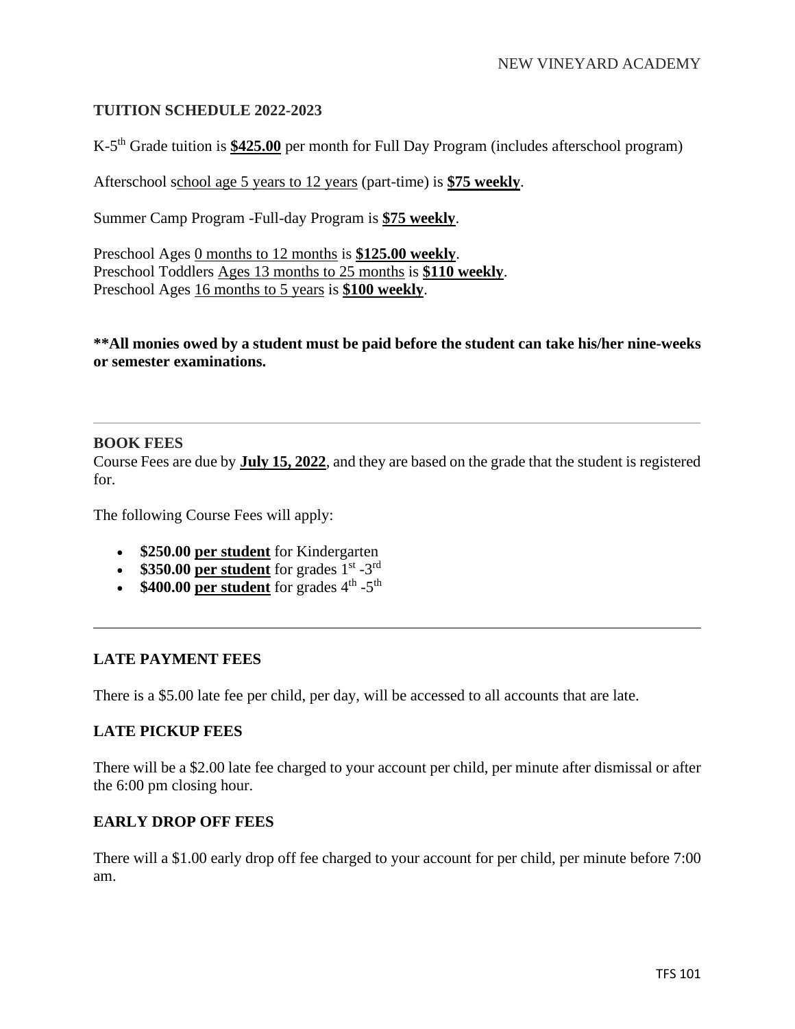## TUITION SCHEDULE 2022-2023

K-5th Grade tuition is **$425.00** per month for Full Day Program (includes afterschool program)

Afterschool school age 5 years to 12 years (part-time) is **$75 weekly**.

Summer Camp Program -Full-day Program is **$75 weekly**.

Preschool Ages 0 months to 12 months is **$125.00 weekly**.
Preschool Toddlers Ages 13 months to 25 months is **$110 weekly**.
Preschool Ages 16 months to 5 years is **$100 weekly**.

****All monies owed by a student must be paid before the student can take his/her nine-weeks or semester examinations.**

---

## BOOK FEES

Course Fees are due by **July 15, 2022**, and they are based on the grade that the student is registered for.

The following Course Fees will apply:

- **$250.00 per student** for Kindergarten
- **$350.00 per student** for grades 1st -3rd
- **$400.00 per student** for grades 4th -5th

---

## LATE PAYMENT FEES

There is a $5.00 late fee per child, per day, will be accessed to all accounts that are late.

## LATE PICKUP FEES

There will be a $2.00 late fee charged to your account per child, per minute after dismissal or after the 6:00 pm closing hour.

## EARLY DROP OFF FEES

There will a $1.00 early drop off fee charged to your account for per child, per minute before 7:00 am.